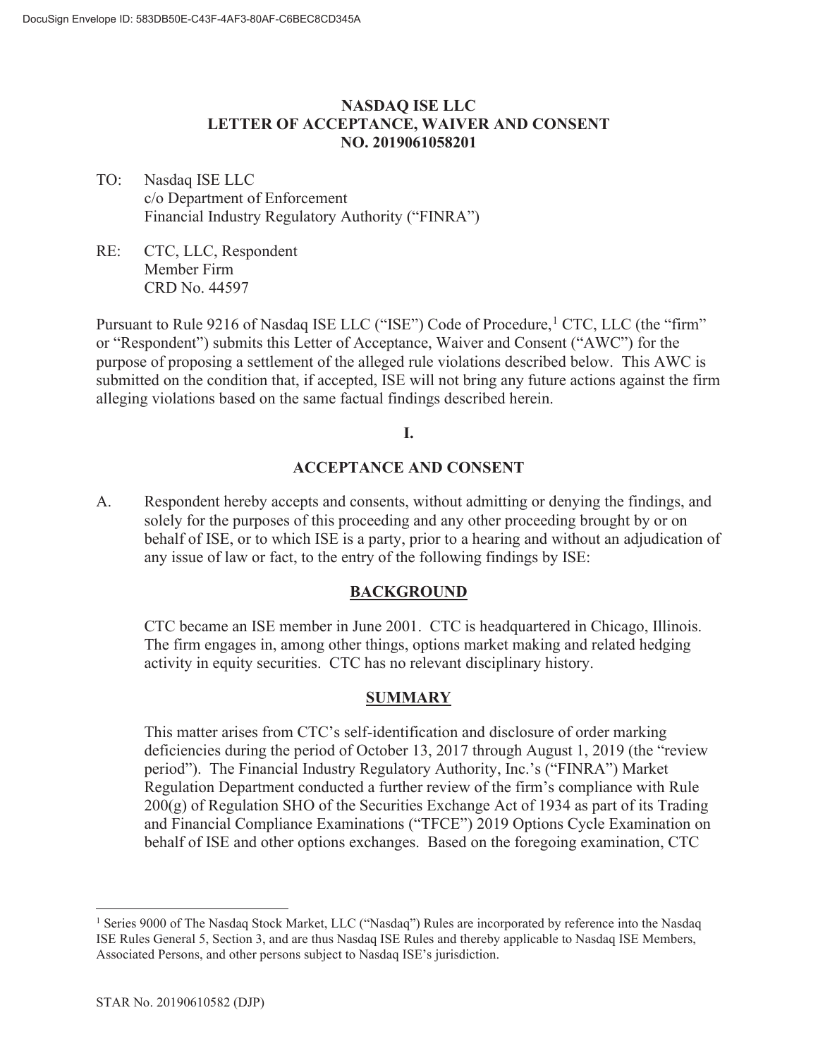# NASDAQ ISE LLC
# LETTER OF ACCEPTANCE, WAIVER AND CONSENT
# NO. 2019061058201

TO: Nasdaq ISE LLC
c/o Department of Enforcement
Financial Industry Regulatory Authority ("FINRA")

RE: CTC, LLC, Respondent
Member Firm
CRD No. 44597

Pursuant to Rule 9216 of Nasdaq ISE LLC ("ISE") Code of Procedure,[1] CTC, LLC (the "firm" or "Respondent") submits this Letter of Acceptance, Waiver and Consent ("AWC") for the purpose of proposing a settlement of the alleged rule violations described below. This AWC is submitted on the condition that, if accepted, ISE will not bring any future actions against the firm alleging violations based on the same factual findings described herein.

## I.

## ACCEPTANCE AND CONSENT

A. Respondent hereby accepts and consents, without admitting or denying the findings, and solely for the purposes of this proceeding and any other proceeding brought by or on behalf of ISE, or to which ISE is a party, prior to a hearing and without an adjudication of any issue of law or fact, to the entry of the following findings by ISE:

### BACKGROUND

CTC became an ISE member in June 2001. CTC is headquartered in Chicago, Illinois. The firm engages in, among other things, options market making and related hedging activity in equity securities. CTC has no relevant disciplinary history.

### SUMMARY

This matter arises from CTC's self-identification and disclosure of order marking deficiencies during the period of October 13, 2017 through August 1, 2019 (the "review period"). The Financial Industry Regulatory Authority, Inc.'s ("FINRA") Market Regulation Department conducted a further review of the firm's compliance with Rule 200(g) of Regulation SHO of the Securities Exchange Act of 1934 as part of its Trading and Financial Compliance Examinations ("TFCE") 2019 Options Cycle Examination on behalf of ISE and other options exchanges. Based on the foregoing examination, CTC

[1] Series 9000 of The Nasdaq Stock Market, LLC ("Nasdaq") Rules are incorporated by reference into the Nasdaq ISE Rules General 5, Section 3, and are thus Nasdaq ISE Rules and thereby applicable to Nasdaq ISE Members, Associated Persons, and other persons subject to Nasdaq ISE's jurisdiction.

STAR No. 20190610582 (DJP)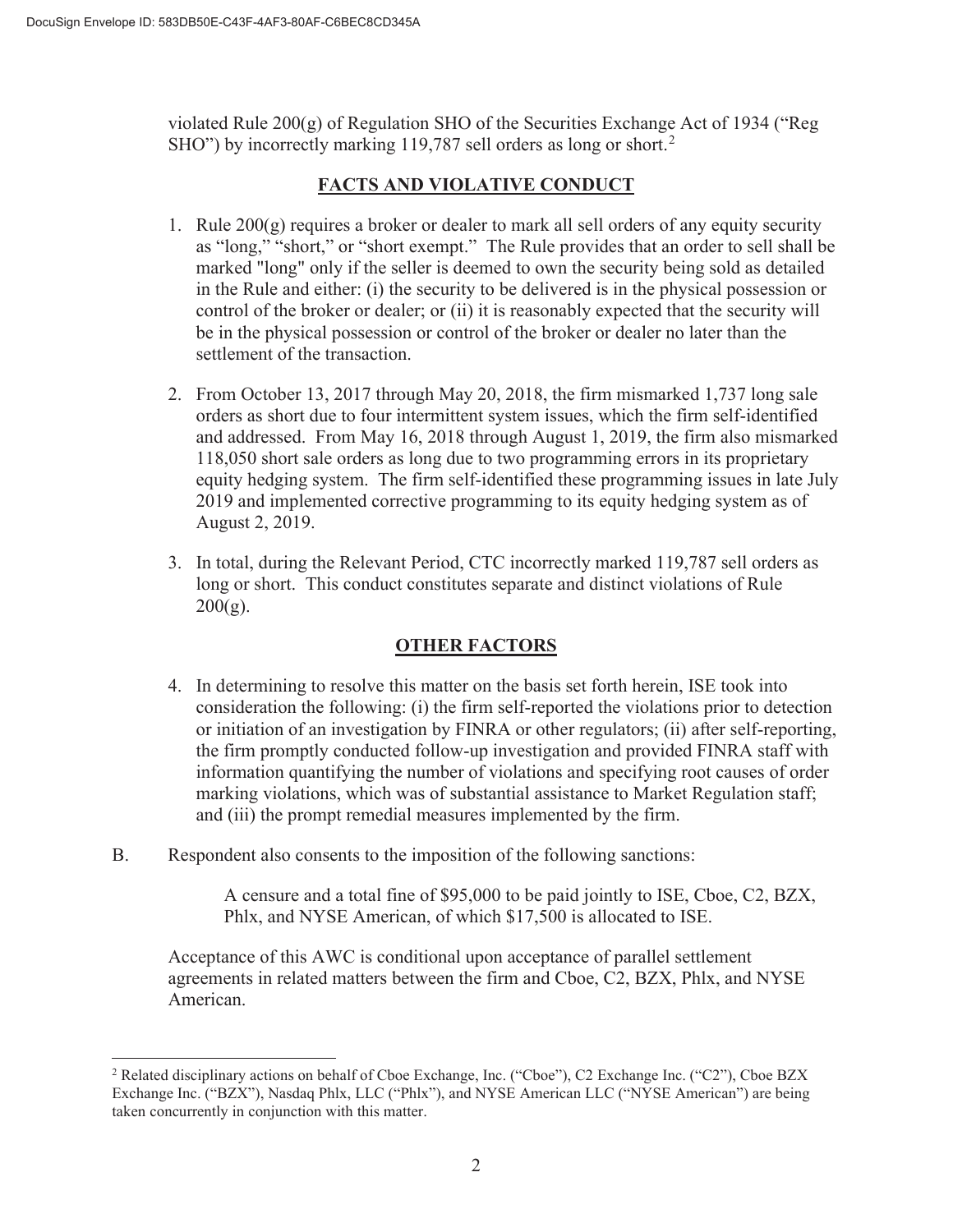violated Rule 200(g) of Regulation SHO of the Securities Exchange Act of 1934 ("Reg SHO") by incorrectly marking 119,787 sell orders as long or short.[2]

## FACTS AND VIOLATIVE CONDUCT

1. Rule 200(g) requires a broker or dealer to mark all sell orders of any equity security as "long," "short," or "short exempt." The Rule provides that an order to sell shall be marked "long" only if the seller is deemed to own the security being sold as detailed in the Rule and either: (i) the security to be delivered is in the physical possession or control of the broker or dealer; or (ii) it is reasonably expected that the security will be in the physical possession or control of the broker or dealer no later than the settlement of the transaction.

2. From October 13, 2017 through May 20, 2018, the firm mismarked 1,737 long sale orders as short due to four intermittent system issues, which the firm self-identified and addressed. From May 16, 2018 through August 1, 2019, the firm also mismarked 118,050 short sale orders as long due to two programming errors in its proprietary equity hedging system. The firm self-identified these programming issues in late July 2019 and implemented corrective programming to its equity hedging system as of August 2, 2019.

3. In total, during the Relevant Period, CTC incorrectly marked 119,787 sell orders as long or short. This conduct constitutes separate and distinct violations of Rule 200(g).

## OTHER FACTORS

4. In determining to resolve this matter on the basis set forth herein, ISE took into consideration the following: (i) the firm self-reported the violations prior to detection or initiation of an investigation by FINRA or other regulators; (ii) after self-reporting, the firm promptly conducted follow-up investigation and provided FINRA staff with information quantifying the number of violations and specifying root causes of order marking violations, which was of substantial assistance to Market Regulation staff; and (iii) the prompt remedial measures implemented by the firm.

B. Respondent also consents to the imposition of the following sanctions:

> A censure and a total fine of $95,000 to be paid jointly to ISE, Cboe, C2, BZX, Phlx, and NYSE American, of which $17,500 is allocated to ISE.

Acceptance of this AWC is conditional upon acceptance of parallel settlement agreements in related matters between the firm and Cboe, C2, BZX, Phlx, and NYSE American.

---

[2] Related disciplinary actions on behalf of Cboe Exchange, Inc. ("Cboe"), C2 Exchange Inc. ("C2"), Cboe BZX Exchange Inc. ("BZX"), Nasdaq Phlx, LLC ("Phlx"), and NYSE American LLC ("NYSE American") are being taken concurrently in conjunction with this matter.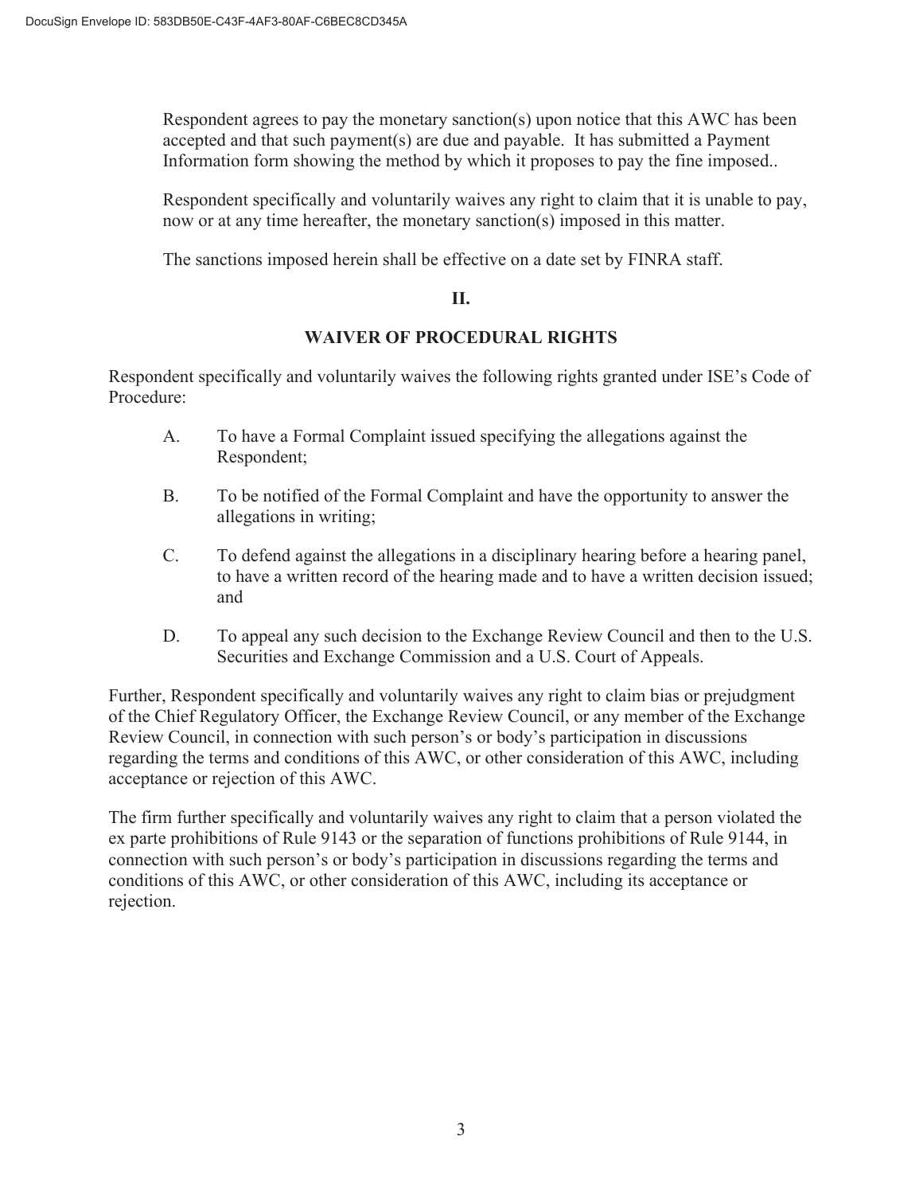Respondent agrees to pay the monetary sanction(s) upon notice that this AWC has been accepted and that such payment(s) are due and payable. It has submitted a Payment Information form showing the method by which it proposes to pay the fine imposed..

Respondent specifically and voluntarily waives any right to claim that it is unable to pay, now or at any time hereafter, the monetary sanction(s) imposed in this matter.

The sanctions imposed herein shall be effective on a date set by FINRA staff.

**II.**

**WAIVER OF PROCEDURAL RIGHTS**

Respondent specifically and voluntarily waives the following rights granted under ISE's Code of Procedure:

A. To have a Formal Complaint issued specifying the allegations against the Respondent;

B. To be notified of the Formal Complaint and have the opportunity to answer the allegations in writing;

C. To defend against the allegations in a disciplinary hearing before a hearing panel, to have a written record of the hearing made and to have a written decision issued; and

D. To appeal any such decision to the Exchange Review Council and then to the U.S. Securities and Exchange Commission and a U.S. Court of Appeals.

Further, Respondent specifically and voluntarily waives any right to claim bias or prejudgment of the Chief Regulatory Officer, the Exchange Review Council, or any member of the Exchange Review Council, in connection with such person's or body's participation in discussions regarding the terms and conditions of this AWC, or other consideration of this AWC, including acceptance or rejection of this AWC.

The firm further specifically and voluntarily waives any right to claim that a person violated the ex parte prohibitions of Rule 9143 or the separation of functions prohibitions of Rule 9144, in connection with such person's or body's participation in discussions regarding the terms and conditions of this AWC, or other consideration of this AWC, including its acceptance or rejection.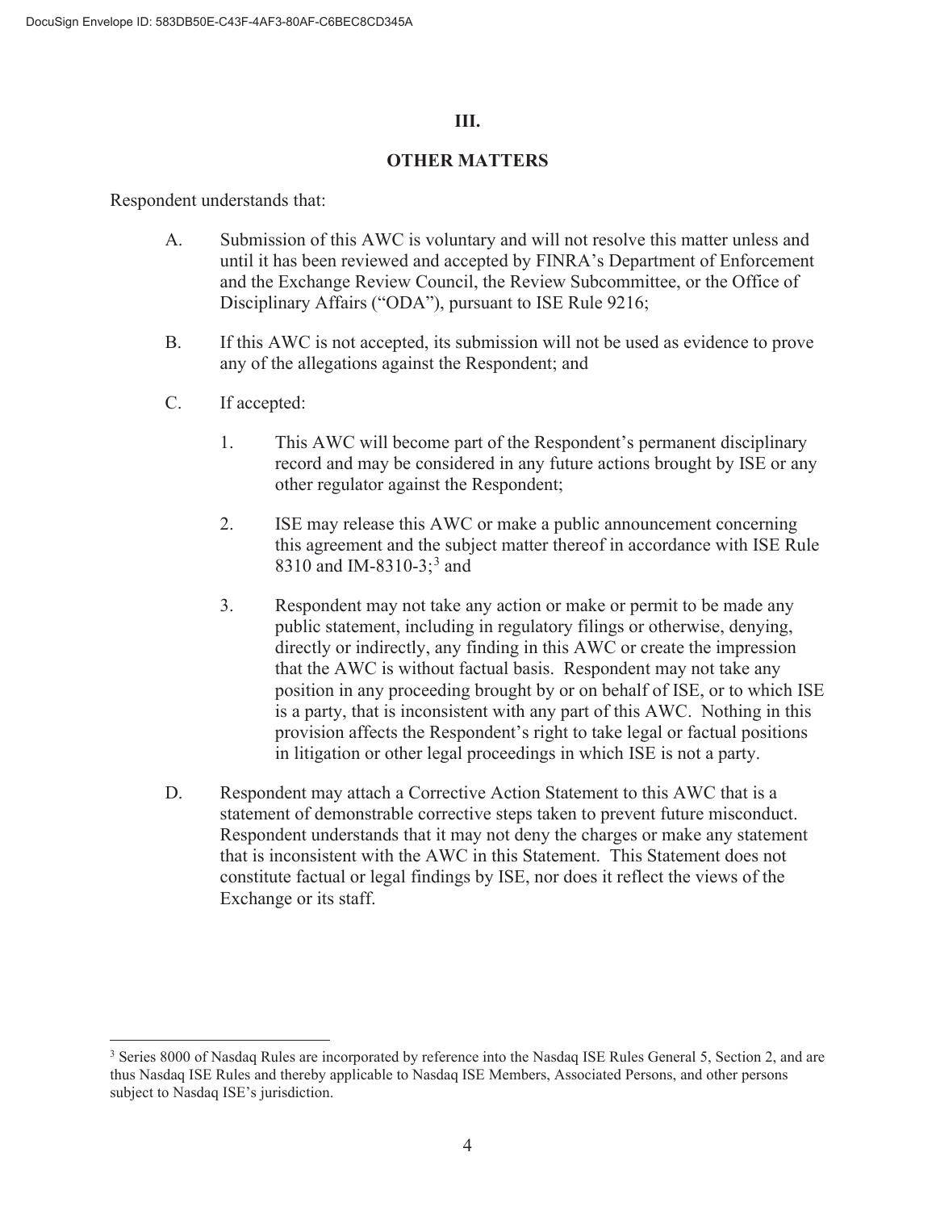## III.

## OTHER MATTERS

Respondent understands that:

A. Submission of this AWC is voluntary and will not resolve this matter unless and until it has been reviewed and accepted by FINRA's Department of Enforcement and the Exchange Review Council, the Review Subcommittee, or the Office of Disciplinary Affairs ("ODA"), pursuant to ISE Rule 9216;

B. If this AWC is not accepted, its submission will not be used as evidence to prove any of the allegations against the Respondent; and

C. If accepted:

   1. This AWC will become part of the Respondent's permanent disciplinary record and may be considered in any future actions brought by ISE or any other regulator against the Respondent;

   2. ISE may release this AWC or make a public announcement concerning this agreement and the subject matter thereof in accordance with ISE Rule 8310 and IM-8310-3;[3] and

   3. Respondent may not take any action or make or permit to be made any public statement, including in regulatory filings or otherwise, denying, directly or indirectly, any finding in this AWC or create the impression that the AWC is without factual basis. Respondent may not take any position in any proceeding brought by or on behalf of ISE, or to which ISE is a party, that is inconsistent with any part of this AWC. Nothing in this provision affects the Respondent's right to take legal or factual positions in litigation or other legal proceedings in which ISE is not a party.

D. Respondent may attach a Corrective Action Statement to this AWC that is a statement of demonstrable corrective steps taken to prevent future misconduct. Respondent understands that it may not deny the charges or make any statement that is inconsistent with the AWC in this Statement. This Statement does not constitute factual or legal findings by ISE, nor does it reflect the views of the Exchange or its staff.

---

[3] Series 8000 of Nasdaq Rules are incorporated by reference into the Nasdaq ISE Rules General 5, Section 2, and are thus Nasdaq ISE Rules and thereby applicable to Nasdaq ISE Members, Associated Persons, and other persons subject to Nasdaq ISE's jurisdiction.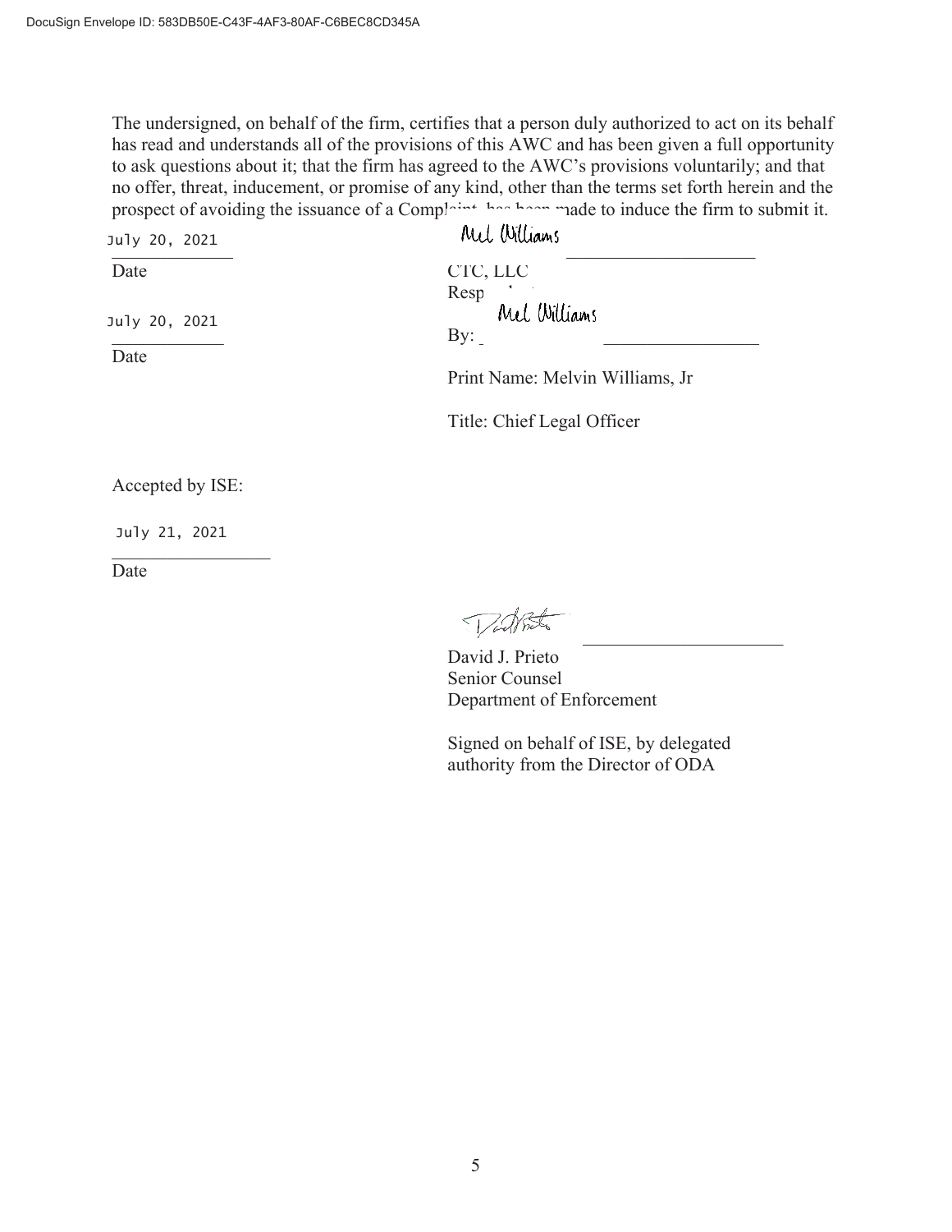DocuSign Envelope ID: 583DB50E-C43F-4AF3-80AF-C6BEC8CD345A

The undersigned, on behalf of the firm, certifies that a person duly authorized to act on its behalf has read and understands all of the provisions of this AWC and has been given a full opportunity to ask questions about it; that the firm has agreed to the AWC's provisions voluntarily; and that no offer, threat, inducement, or promise of any kind, other than the terms set forth herein and the prospect of avoiding the issuance of a Complaint, has been made to induce the firm to submit it.

July 20, 2021
Date

Mel Williams
CTC, LLC
Respondent

July 20, 2021
Date

By: Mel Williams

Print Name: Melvin Williams, Jr

Title: Chief Legal Officer

Accepted by ISE:

July 21, 2021
Date

David J. Prieto
Senior Counsel
Department of Enforcement

Signed on behalf of ISE, by delegated authority from the Director of ODA